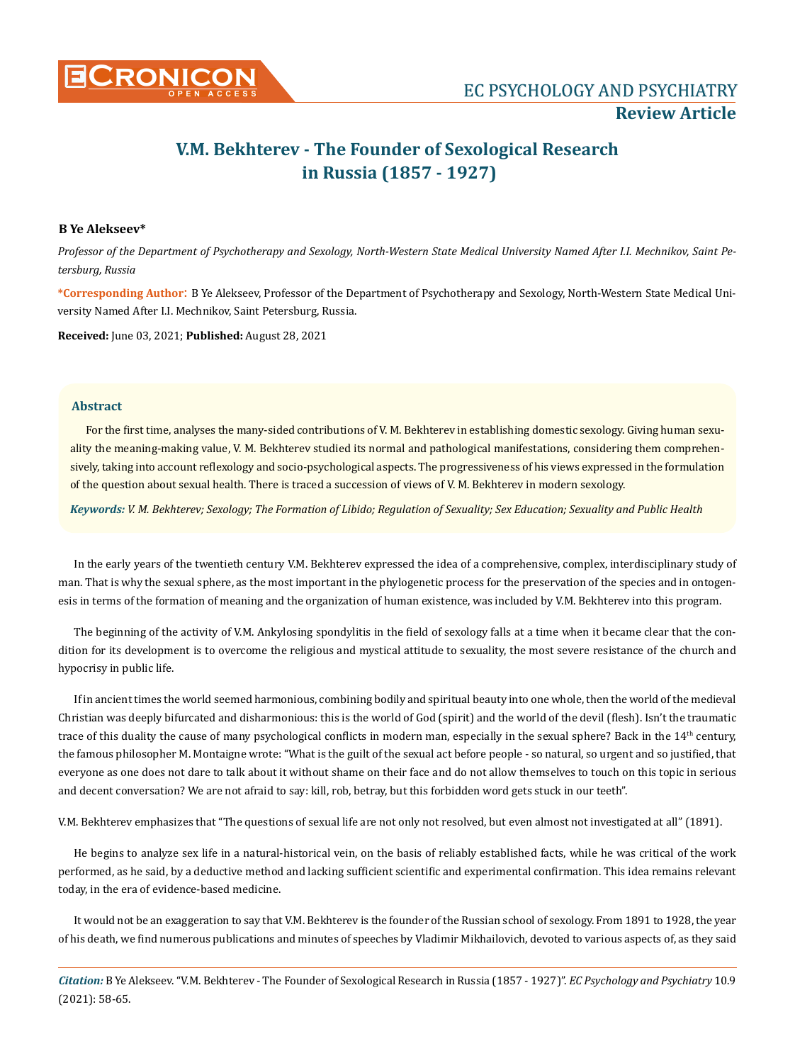EC PSYCHOLOGY AND PSYCHIATRY

**Review Article**

# V.M. Bekhterev - The Founder of Sexological Research in Russia (1857 - 1927)

**B Ye Alekseev***

*Professor of the Department of Psychotherapy and Sexology, North-Western State Medical University Named After I.I. Mechnikov, Saint Petersburg, Russia*

**\*Corresponding Author**: B Ye Alekseev, Professor of the Department of Psychotherapy and Sexology, North-Western State Medical University Named After I.I. Mechnikov, Saint Petersburg, Russia.

**Received:** June 03, 2021; **Published:** August 28, 2021

### Abstract

For the first time, analyses the many-sided contributions of V. M. Bekhterev in establishing domestic sexology. Giving human sexuality the meaning-making value, V. M. Bekhterev studied its normal and pathological manifestations, considering them comprehensively, taking into account reflexology and socio-psychological aspects. The progressiveness of his views expressed in the formulation of the question about sexual health. There is traced a succession of views of V. M. Bekhterev in modern sexology.

***Keywords:** V. M. Bekhterev; Sexology; The Formation of Libido; Regulation of Sexuality; Sex Education; Sexuality and Public Health*

In the early years of the twentieth century V.M. Bekhterev expressed the idea of a comprehensive, complex, interdisciplinary study of man. That is why the sexual sphere, as the most important in the phylogenetic process for the preservation of the species and in ontogenesis in terms of the formation of meaning and the organization of human existence, was included by V.M. Bekhterev into this program.

The beginning of the activity of V.M. Ankylosing spondylitis in the field of sexology falls at a time when it became clear that the condition for its development is to overcome the religious and mystical attitude to sexuality, the most severe resistance of the church and hypocrisy in public life.

If in ancient times the world seemed harmonious, combining bodily and spiritual beauty into one whole, then the world of the medieval Christian was deeply bifurcated and disharmonious: this is the world of God (spirit) and the world of the devil (flesh). Isn't the traumatic trace of this duality the cause of many psychological conflicts in modern man, especially in the sexual sphere? Back in the 14th century, the famous philosopher M. Montaigne wrote: "What is the guilt of the sexual act before people - so natural, so urgent and so justified, that everyone as one does not dare to talk about it without shame on their face and do not allow themselves to touch on this topic in serious and decent conversation? We are not afraid to say: kill, rob, betray, but this forbidden word gets stuck in our teeth".

V.M. Bekhterev emphasizes that "The questions of sexual life are not only not resolved, but even almost not investigated at all" (1891).

He begins to analyze sex life in a natural-historical vein, on the basis of reliably established facts, while he was critical of the work performed, as he said, by a deductive method and lacking sufficient scientific and experimental confirmation. This idea remains relevant today, in the era of evidence-based medicine.

It would not be an exaggeration to say that V.M. Bekhterev is the founder of the Russian school of sexology. From 1891 to 1928, the year of his death, we find numerous publications and minutes of speeches by Vladimir Mikhailovich, devoted to various aspects of, as they said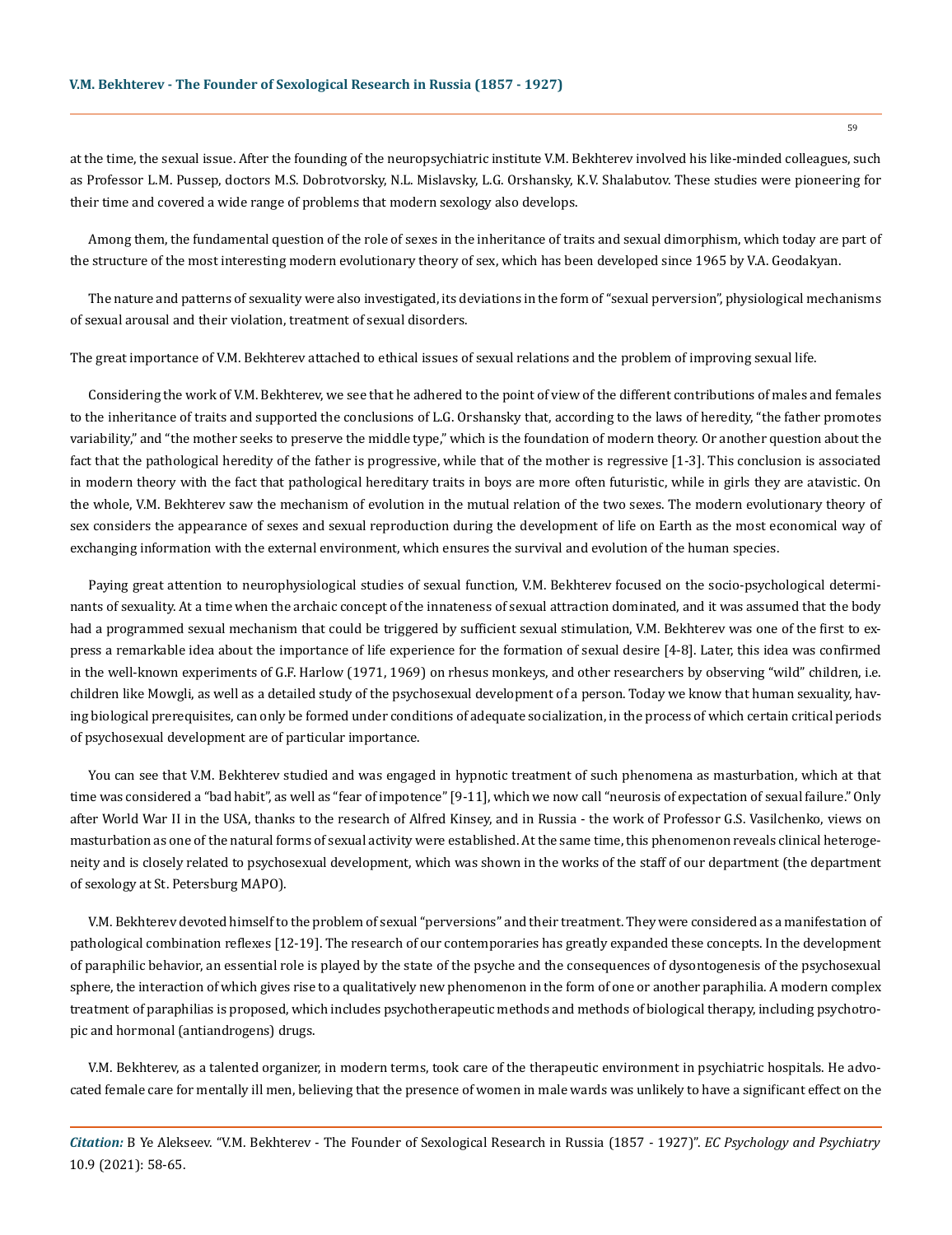at the time, the sexual issue. After the founding of the neuropsychiatric institute V.M. Bekhterev involved his like-minded colleagues, such as Professor L.M. Pussep, doctors M.S. Dobrotvorsky, N.L. Mislavsky, L.G. Orshansky, K.V. Shalabutov. These studies were pioneering for their time and covered a wide range of problems that modern sexology also develops.

Among them, the fundamental question of the role of sexes in the inheritance of traits and sexual dimorphism, which today are part of the structure of the most interesting modern evolutionary theory of sex, which has been developed since 1965 by V.A. Geodakyan.

The nature and patterns of sexuality were also investigated, its deviations in the form of "sexual perversion", physiological mechanisms of sexual arousal and their violation, treatment of sexual disorders.

The great importance of V.M. Bekhterev attached to ethical issues of sexual relations and the problem of improving sexual life.

Considering the work of V.M. Bekhterev, we see that he adhered to the point of view of the different contributions of males and females to the inheritance of traits and supported the conclusions of L.G. Orshansky that, according to the laws of heredity, "the father promotes variability," and "the mother seeks to preserve the middle type," which is the foundation of modern theory. Or another question about the fact that the pathological heredity of the father is progressive, while that of the mother is regressive [1-3]. This conclusion is associated in modern theory with the fact that pathological hereditary traits in boys are more often futuristic, while in girls they are atavistic. On the whole, V.M. Bekhterev saw the mechanism of evolution in the mutual relation of the two sexes. The modern evolutionary theory of sex considers the appearance of sexes and sexual reproduction during the development of life on Earth as the most economical way of exchanging information with the external environment, which ensures the survival and evolution of the human species.

Paying great attention to neurophysiological studies of sexual function, V.M. Bekhterev focused on the socio-psychological determinants of sexuality. At a time when the archaic concept of the innateness of sexual attraction dominated, and it was assumed that the body had a programmed sexual mechanism that could be triggered by sufficient sexual stimulation, V.M. Bekhterev was one of the first to express a remarkable idea about the importance of life experience for the formation of sexual desire [4-8]. Later, this idea was confirmed in the well-known experiments of G.F. Harlow (1971, 1969) on rhesus monkeys, and other researchers by observing "wild" children, i.e. children like Mowgli, as well as a detailed study of the psychosexual development of a person. Today we know that human sexuality, having biological prerequisites, can only be formed under conditions of adequate socialization, in the process of which certain critical periods of psychosexual development are of particular importance.

You can see that V.M. Bekhterev studied and was engaged in hypnotic treatment of such phenomena as masturbation, which at that time was considered a "bad habit", as well as "fear of impotence" [9-11], which we now call "neurosis of expectation of sexual failure." Only after World War II in the USA, thanks to the research of Alfred Kinsey, and in Russia - the work of Professor G.S. Vasilchenko, views on masturbation as one of the natural forms of sexual activity were established. At the same time, this phenomenon reveals clinical heterogeneity and is closely related to psychosexual development, which was shown in the works of the staff of our department (the department of sexology at St. Petersburg MAPO).

V.M. Bekhterev devoted himself to the problem of sexual "perversions" and their treatment. They were considered as a manifestation of pathological combination reflexes [12-19]. The research of our contemporaries has greatly expanded these concepts. In the development of paraphilic behavior, an essential role is played by the state of the psyche and the consequences of dysontogenesis of the psychosexual sphere, the interaction of which gives rise to a qualitatively new phenomenon in the form of one or another paraphilia. A modern complex treatment of paraphilias is proposed, which includes psychotherapeutic methods and methods of biological therapy, including psychotropic and hormonal (antiandrogens) drugs.

V.M. Bekhterev, as a talented organizer, in modern terms, took care of the therapeutic environment in psychiatric hospitals. He advocated female care for mentally ill men, believing that the presence of women in male wards was unlikely to have a significant effect on the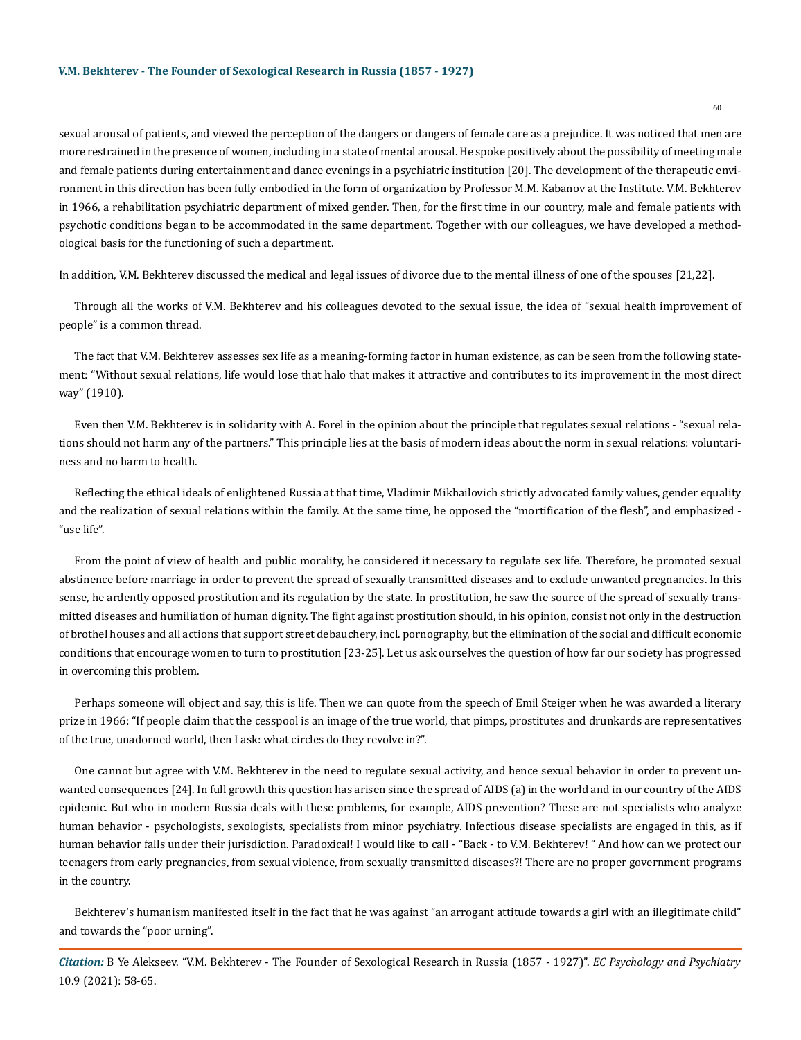sexual arousal of patients, and viewed the perception of the dangers or dangers of female care as a prejudice. It was noticed that men are more restrained in the presence of women, including in a state of mental arousal. He spoke positively about the possibility of meeting male and female patients during entertainment and dance evenings in a psychiatric institution [20]. The development of the therapeutic environment in this direction has been fully embodied in the form of organization by Professor M.M. Kabanov at the Institute. V.M. Bekhterev in 1966, a rehabilitation psychiatric department of mixed gender. Then, for the first time in our country, male and female patients with psychotic conditions began to be accommodated in the same department. Together with our colleagues, we have developed a methodological basis for the functioning of such a department.

In addition, V.M. Bekhterev discussed the medical and legal issues of divorce due to the mental illness of one of the spouses [21,22].

Through all the works of V.M. Bekhterev and his colleagues devoted to the sexual issue, the idea of "sexual health improvement of people" is a common thread.

The fact that V.M. Bekhterev assesses sex life as a meaning-forming factor in human existence, as can be seen from the following statement: "Without sexual relations, life would lose that halo that makes it attractive and contributes to its improvement in the most direct way" (1910).

Even then V.M. Bekhterev is in solidarity with A. Forel in the opinion about the principle that regulates sexual relations - "sexual relations should not harm any of the partners." This principle lies at the basis of modern ideas about the norm in sexual relations: voluntariness and no harm to health.

Reflecting the ethical ideals of enlightened Russia at that time, Vladimir Mikhailovich strictly advocated family values, gender equality and the realization of sexual relations within the family. At the same time, he opposed the "mortification of the flesh", and emphasized - "use life".

From the point of view of health and public morality, he considered it necessary to regulate sex life. Therefore, he promoted sexual abstinence before marriage in order to prevent the spread of sexually transmitted diseases and to exclude unwanted pregnancies. In this sense, he ardently opposed prostitution and its regulation by the state. In prostitution, he saw the source of the spread of sexually transmitted diseases and humiliation of human dignity. The fight against prostitution should, in his opinion, consist not only in the destruction of brothel houses and all actions that support street debauchery, incl. pornography, but the elimination of the social and difficult economic conditions that encourage women to turn to prostitution [23-25]. Let us ask ourselves the question of how far our society has progressed in overcoming this problem.

Perhaps someone will object and say, this is life. Then we can quote from the speech of Emil Steiger when he was awarded a literary prize in 1966: "If people claim that the cesspool is an image of the true world, that pimps, prostitutes and drunkards are representatives of the true, unadorned world, then I ask: what circles do they revolve in?".

One cannot but agree with V.M. Bekhterev in the need to regulate sexual activity, and hence sexual behavior in order to prevent unwanted consequences [24]. In full growth this question has arisen since the spread of AIDS (a) in the world and in our country of the AIDS epidemic. But who in modern Russia deals with these problems, for example, AIDS prevention? These are not specialists who analyze human behavior - psychologists, sexologists, specialists from minor psychiatry. Infectious disease specialists are engaged in this, as if human behavior falls under their jurisdiction. Paradoxical! I would like to call - "Back - to V.M. Bekhterev! " And how can we protect our teenagers from early pregnancies, from sexual violence, from sexually transmitted diseases?! There are no proper government programs in the country.

Bekhterev's humanism manifested itself in the fact that he was against "an arrogant attitude towards a girl with an illegitimate child" and towards the "poor urning".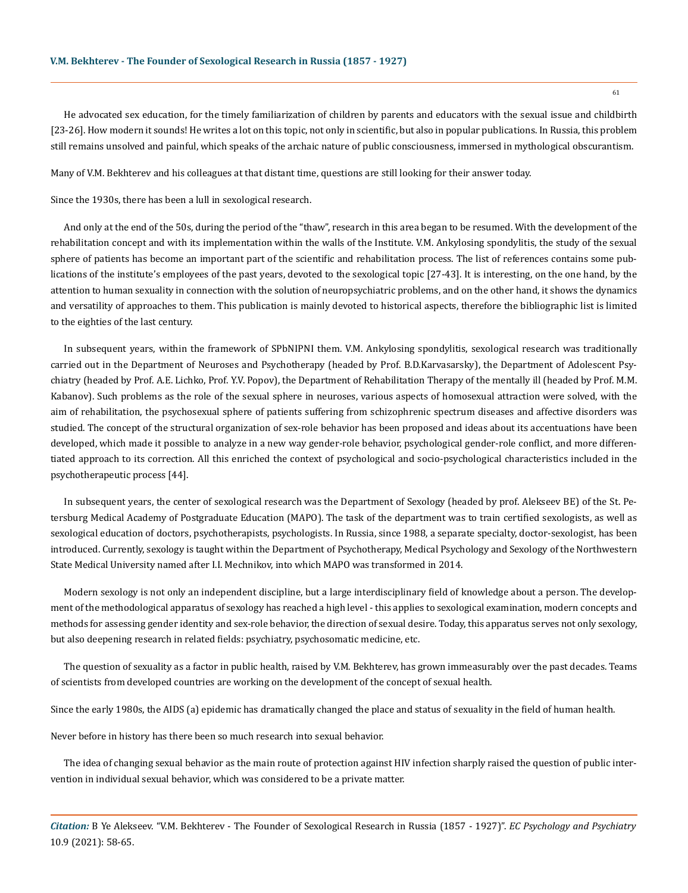He advocated sex education, for the timely familiarization of children by parents and educators with the sexual issue and childbirth [23-26]. How modern it sounds! He writes a lot on this topic, not only in scientific, but also in popular publications. In Russia, this problem still remains unsolved and painful, which speaks of the archaic nature of public consciousness, immersed in mythological obscurantism.

Many of V.M. Bekhterev and his colleagues at that distant time, questions are still looking for their answer today.

Since the 1930s, there has been a lull in sexological research.

And only at the end of the 50s, during the period of the "thaw", research in this area began to be resumed. With the development of the rehabilitation concept and with its implementation within the walls of the Institute. V.M. Ankylosing spondylitis, the study of the sexual sphere of patients has become an important part of the scientific and rehabilitation process. The list of references contains some publications of the institute's employees of the past years, devoted to the sexological topic [27-43]. It is interesting, on the one hand, by the attention to human sexuality in connection with the solution of neuropsychiatric problems, and on the other hand, it shows the dynamics and versatility of approaches to them. This publication is mainly devoted to historical aspects, therefore the bibliographic list is limited to the eighties of the last century.

In subsequent years, within the framework of SPbNIPNI them. V.M. Ankylosing spondylitis, sexological research was traditionally carried out in the Department of Neuroses and Psychotherapy (headed by Prof. B.D.Karvasarsky), the Department of Adolescent Psychiatry (headed by Prof. A.E. Lichko, Prof. Y.V. Popov), the Department of Rehabilitation Therapy of the mentally ill (headed by Prof. M.M. Kabanov). Such problems as the role of the sexual sphere in neuroses, various aspects of homosexual attraction were solved, with the aim of rehabilitation, the psychosexual sphere of patients suffering from schizophrenic spectrum diseases and affective disorders was studied. The concept of the structural organization of sex-role behavior has been proposed and ideas about its accentuations have been developed, which made it possible to analyze in a new way gender-role behavior, psychological gender-role conflict, and more differentiated approach to its correction. All this enriched the context of psychological and socio-psychological characteristics included in the psychotherapeutic process [44].

In subsequent years, the center of sexological research was the Department of Sexology (headed by prof. Alekseev BE) of the St. Petersburg Medical Academy of Postgraduate Education (MAPO). The task of the department was to train certified sexologists, as well as sexological education of doctors, psychotherapists, psychologists. In Russia, since 1988, a separate specialty, doctor-sexologist, has been introduced. Currently, sexology is taught within the Department of Psychotherapy, Medical Psychology and Sexology of the Northwestern State Medical University named after I.I. Mechnikov, into which MAPO was transformed in 2014.

Modern sexology is not only an independent discipline, but a large interdisciplinary field of knowledge about a person. The development of the methodological apparatus of sexology has reached a high level - this applies to sexological examination, modern concepts and methods for assessing gender identity and sex-role behavior, the direction of sexual desire. Today, this apparatus serves not only sexology, but also deepening research in related fields: psychiatry, psychosomatic medicine, etc.

The question of sexuality as a factor in public health, raised by V.M. Bekhterev, has grown immeasurably over the past decades. Teams of scientists from developed countries are working on the development of the concept of sexual health.

Since the early 1980s, the AIDS (a) epidemic has dramatically changed the place and status of sexuality in the field of human health.

Never before in history has there been so much research into sexual behavior.

The idea of changing sexual behavior as the main route of protection against HIV infection sharply raised the question of public intervention in individual sexual behavior, which was considered to be a private matter.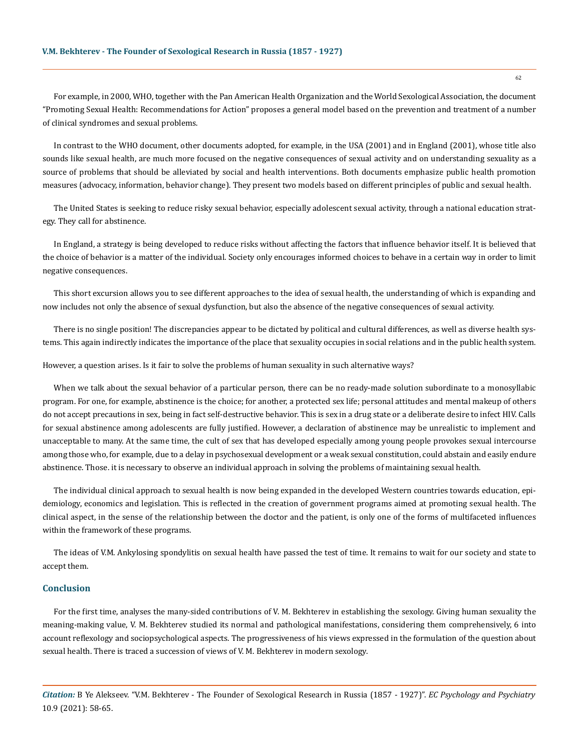For example, in 2000, WHO, together with the Pan American Health Organization and the World Sexological Association, the document "Promoting Sexual Health: Recommendations for Action" proposes a general model based on the prevention and treatment of a number of clinical syndromes and sexual problems.

In contrast to the WHO document, other documents adopted, for example, in the USA (2001) and in England (2001), whose title also sounds like sexual health, are much more focused on the negative consequences of sexual activity and on understanding sexuality as a source of problems that should be alleviated by social and health interventions. Both documents emphasize public health promotion measures (advocacy, information, behavior change). They present two models based on different principles of public and sexual health.

The United States is seeking to reduce risky sexual behavior, especially adolescent sexual activity, through a national education strategy. They call for abstinence.

In England, a strategy is being developed to reduce risks without affecting the factors that influence behavior itself. It is believed that the choice of behavior is a matter of the individual. Society only encourages informed choices to behave in a certain way in order to limit negative consequences.

This short excursion allows you to see different approaches to the idea of sexual health, the understanding of which is expanding and now includes not only the absence of sexual dysfunction, but also the absence of the negative consequences of sexual activity.

There is no single position! The discrepancies appear to be dictated by political and cultural differences, as well as diverse health systems. This again indirectly indicates the importance of the place that sexuality occupies in social relations and in the public health system.

However, a question arises. Is it fair to solve the problems of human sexuality in such alternative ways?

When we talk about the sexual behavior of a particular person, there can be no ready-made solution subordinate to a monosyllabic program. For one, for example, abstinence is the choice; for another, a protected sex life; personal attitudes and mental makeup of others do not accept precautions in sex, being in fact self-destructive behavior. This is sex in a drug state or a deliberate desire to infect HIV. Calls for sexual abstinence among adolescents are fully justified. However, a declaration of abstinence may be unrealistic to implement and unacceptable to many. At the same time, the cult of sex that has developed especially among young people provokes sexual intercourse among those who, for example, due to a delay in psychosexual development or a weak sexual constitution, could abstain and easily endure abstinence. Those. it is necessary to observe an individual approach in solving the problems of maintaining sexual health.

The individual clinical approach to sexual health is now being expanded in the developed Western countries towards education, epidemiology, economics and legislation. This is reflected in the creation of government programs aimed at promoting sexual health. The clinical aspect, in the sense of the relationship between the doctor and the patient, is only one of the forms of multifaceted influences within the framework of these programs.

The ideas of V.M. Ankylosing spondylitis on sexual health have passed the test of time. It remains to wait for our society and state to accept them.

## Conclusion

For the first time, analyses the many-sided contributions of V. M. Bekhterev in establishing the sexology. Giving human sexuality the meaning-making value, V. M. Bekhterev studied its normal and pathological manifestations, considering them comprehensively, 6 into account reflexology and sociopsychological aspects. The progressiveness of his views expressed in the formulation of the question about sexual health. There is traced a succession of views of V. M. Bekhterev in modern sexology.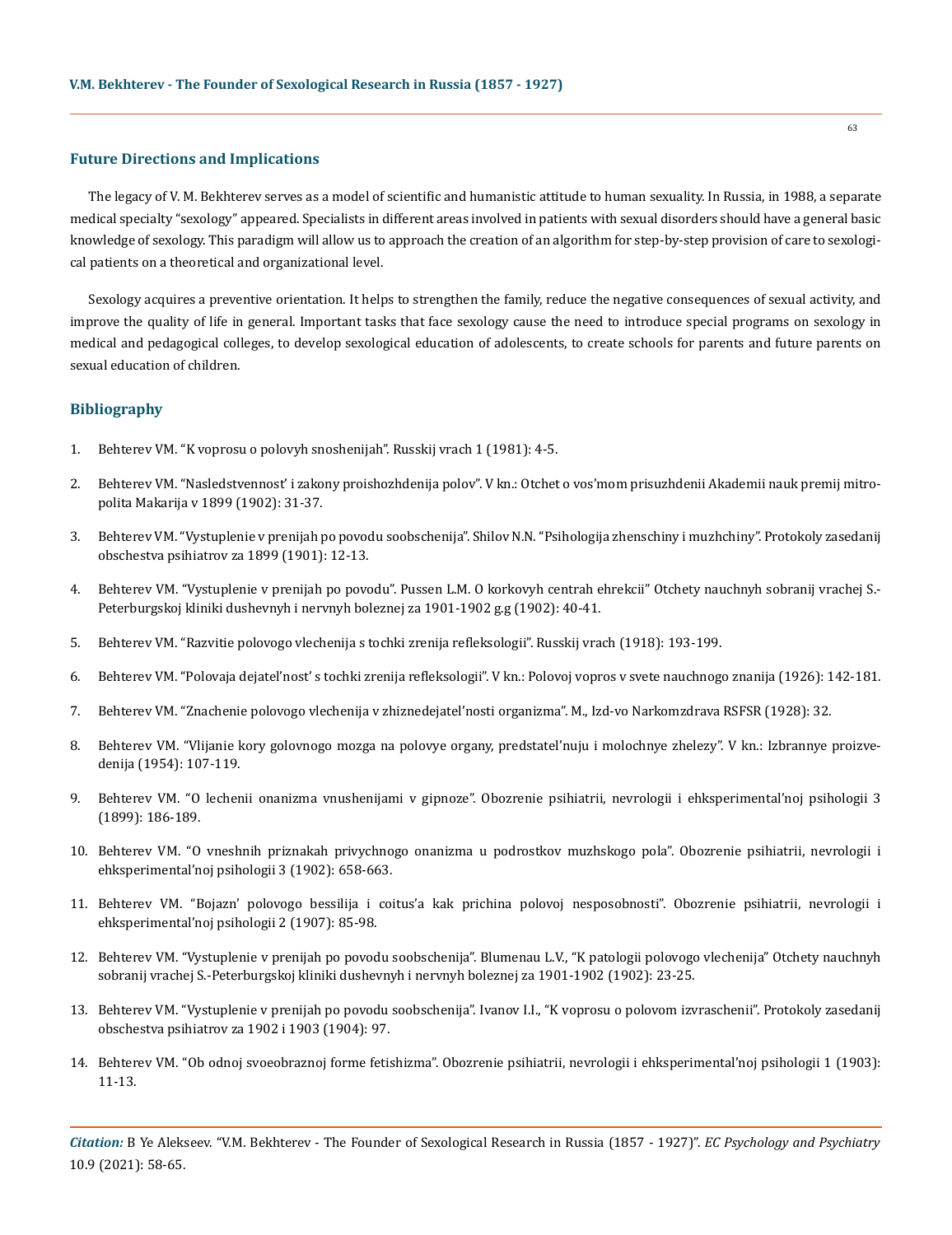## Future Directions and Implications

The legacy of V. M. Bekhterev serves as a model of scientific and humanistic attitude to human sexuality. In Russia, in 1988, a separate medical specialty "sexology" appeared. Specialists in different areas involved in patients with sexual disorders should have a general basic knowledge of sexology. This paradigm will allow us to approach the creation of an algorithm for step-by-step provision of care to sexological patients on a theoretical and organizational level.

Sexology acquires a preventive orientation. It helps to strengthen the family, reduce the negative consequences of sexual activity, and improve the quality of life in general. Important tasks that face sexology cause the need to introduce special programs on sexology in medical and pedagogical colleges, to develop sexological education of adolescents, to create schools for parents and future parents on sexual education of children.

## Bibliography

1. Behterev VM. "K voprosu o polovyh snoshenijah". Russkij vrach 1 (1981): 4-5.
2. Behterev VM. "Nasledstvennost' i zakony proishozhdenija polov". V kn.: Otchet o vos'mom prisuzhdenii Akademii nauk premij mitropolita Makarija v 1899 (1902): 31-37.
3. Behterev VM. "Vystuplenie v prenijah po povodu soobschenija". Shilov N.N. "Psihologija zhenschiny i muzhchiny". Protokoly zasedanij obschestva psihiatrov za 1899 (1901): 12-13.
4. Behterev VM. "Vystuplenie v prenijah po povodu". Pussen L.M. O korkovyh centrah ehrekcii" Otchety nauchnyh sobranij vrachej S.-Peterburgskoj kliniki dushevnyh i nervnyh boleznej za 1901-1902 g.g (1902): 40-41.
5. Behterev VM. "Razvitie polovogo vlechenija s tochki zrenija refleksologii". Russkij vrach (1918): 193-199.
6. Behterev VM. "Polovaja dejatel'nost' s tochki zrenija refleksologii". V kn.: Polovoj vopros v svete nauchnogo znanija (1926): 142-181.
7. Behterev VM. "Znachenie polovogo vlechenija v zhiznedejatel'nosti organizma". M., Izd-vo Narkomzdrava RSFSR (1928): 32.
8. Behterev VM. "Vlijanie kory golovnogo mozga na polovye organy, predstatel'nuju i molochnye zhelezy". V kn.: Izbrannye proizvedenija (1954): 107-119.
9. Behterev VM. "O lechenii onanizma vnushenijami v gipnoze". Obozrenie psihiatrii, nevrologii i ehksperimental'noj psihologii 3 (1899): 186-189.
10. Behterev VM. "O vneshnih priznakah privychnogo onanizma u podrostkov muzhskogo pola". Obozrenie psihiatrii, nevrologii i ehksperimental'noj psihologii 3 (1902): 658-663.
11. Behterev VM. "Bojazn' polovogo bessilija i coitus'a kak prichina polovoj nesposobnosti". Obozrenie psihiatrii, nevrologii i ehksperimental'noj psihologii 2 (1907): 85-98.
12. Behterev VM. "Vystuplenie v prenijah po povodu soobschenija". Blumenau L.V., "K patologii polovogo vlechenija" Otchety nauchnyh sobranij vrachej S.-Peterburgskoj kliniki dushevnyh i nervnyh boleznej za 1901-1902 (1902): 23-25.
13. Behterev VM. "Vystuplenie v prenijah po povodu soobschenija". Ivanov I.I., "K voprosu o polovom izvraschenii". Protokoly zasedanij obschestva psihiatrov za 1902 i 1903 (1904): 97.
14. Behterev VM. "Ob odnoj svoeobraznoj forme fetishizma". Obozrenie psihiatrii, nevrologii i ehksperimental'noj psihologii 1 (1903): 11-13.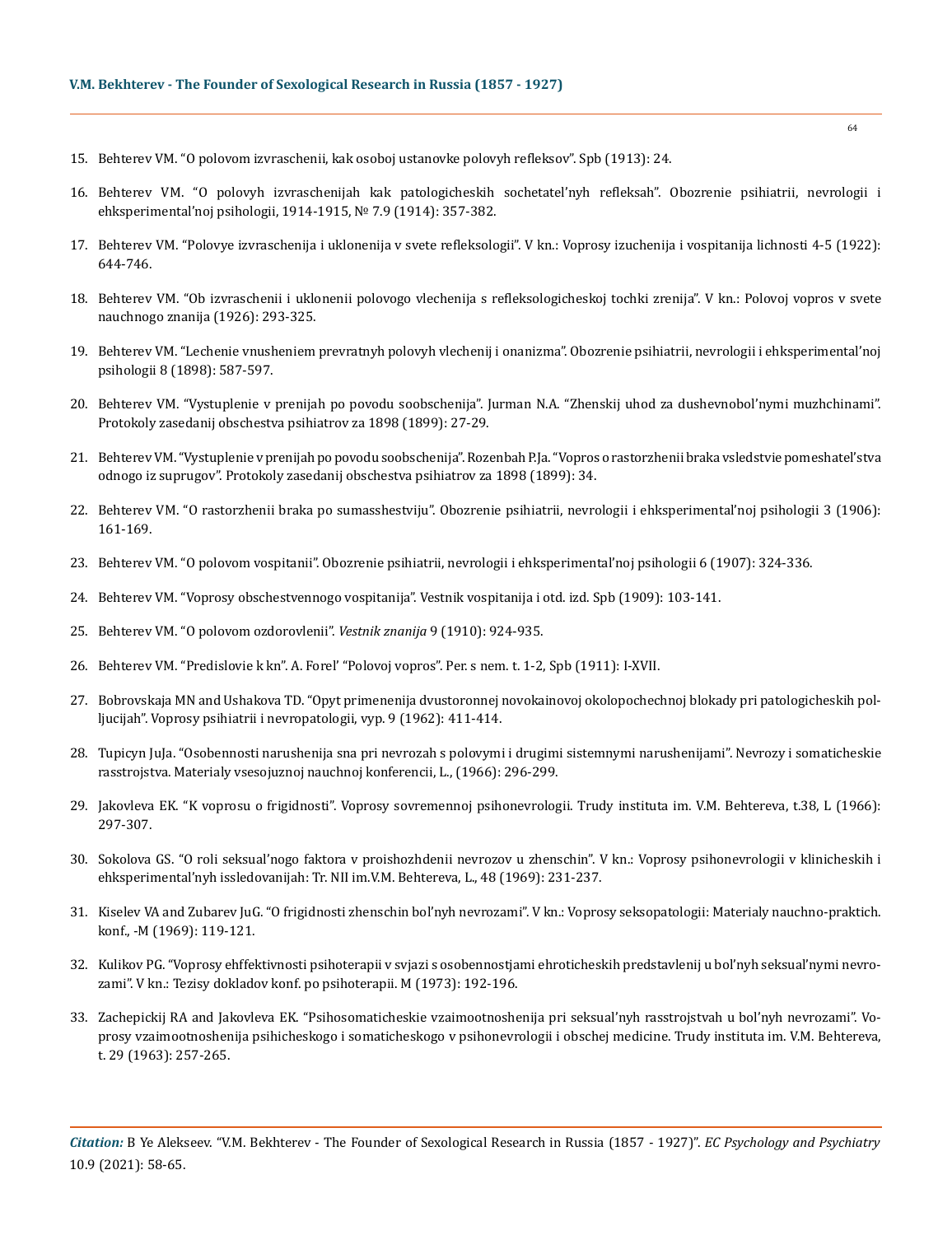15. Behterev VM. “O polovom izvraschenii, kak osoboj ustanovke polovyh refleksov”. Spb (1913): 24.

16. Behterev VM. “O polovyh izvraschenijah kak patologicheskih sochetatel’nyh refleksah”. Obozrenie psihiatrii, nevrologii i ehksperimental’noj psihologii, 1914-1915, № 7.9 (1914): 357-382.

17. Behterev VM. “Polovye izvraschenija i uklonenija v svete refleksologii”. V kn.: Voprosy izuchenija i vospitanija lichnosti 4-5 (1922): 644-746.

18. Behterev VM. “Ob izvraschenii i uklonenii polovogo vlechenija s refleksologicheskoj tochki zrenija”. V kn.: Polovoj vopros v svete nauchnogo znanija (1926): 293-325.

19. Behterev VM. “Lechenie vnusheniem prevratnyh polovyh vlechenij i onanizma”. Obozrenie psihiatrii, nevrologii i ehksperimental’noj psihologii 8 (1898): 587-597.

20. Behterev VM. “Vystuplenie v prenijah po povodu soobschenija”. Jurman N.A. “Zhenskij uhod za dushevnobol’nymi muzhchinami”. Protokoly zasedanij obschestva psihiatrov za 1898 (1899): 27-29.

21. Behterev VM. “Vystuplenie v prenijah po povodu soobschenija”. Rozenbah P.Ja. “Vopros o rastorzhenii braka vsledstvie pomeshatel’stva odnogo iz suprugov”. Protokoly zasedanij obschestva psihiatrov za 1898 (1899): 34.

22. Behterev VM. “O rastorzhenii braka po sumasshestviju”. Obozrenie psihiatrii, nevrologii i ehksperimental’noj psihologii 3 (1906): 161-169.

23. Behterev VM. “O polovom vospitanii”. Obozrenie psihiatrii, nevrologii i ehksperimental’noj psihologii 6 (1907): 324-336.

24. Behterev VM. “Voprosy obschestvennogo vospitanija”. Vestnik vospitanija i otd. izd. Spb (1909): 103-141.

25. Behterev VM. “O polovom ozdorovlenii”. *Vestnik znanija* 9 (1910): 924-935.

26. Behterev VM. “Predislovie k kn”. A. Forel’ “Polovoj vopros”. Per. s nem. t. 1-2, Spb (1911): I-XVII.

27. Bobrovskaja MN and Ushakova TD. “Opyt primenenija dvustoronnej novokainovoj okolopochechnoj blokady pri patologicheskih polljucijah”. Voprosy psihiatrii i nevropatologii, vyp. 9 (1962): 411-414.

28. Tupicyn JuJa. “Osobennosti narushenija sna pri nevrozah s polovymi i drugimi sistemnymi narushenijami”. Nevrozy i somaticheskie rasstrojstva. Materialy vsesojuznoj nauchnoj konferencii, L., (1966): 296-299.

29. Jakovleva EK. “K voprosu o frigidnosti”. Voprosy sovremennoj psihonevrologii. Trudy instituta im. V.M. Behtereva, t.38, L (1966): 297-307.

30. Sokolova GS. “O roli seksual’nogo faktora v proishozhdenii nevrozov u zhenschin”. V kn.: Voprosy psihonevrologii v klinicheskih i ehksperimental’nyh issledovanijah: Tr. NII im.V.M. Behtereva, L., 48 (1969): 231-237.

31. Kiselev VA and Zubarev JuG. “O frigidnosti zhenschin bol’nyh nevrozami”. V kn.: Voprosy seksopatologii: Materialy nauchno-praktich. konf., -M (1969): 119-121.

32. Kulikov PG. “Voprosy ehffektivnosti psihoterapii v svjazi s osobennostjami ehroticheskih predstavlenij u bol’nyh seksual’nymi nevrozami”. V kn.: Tezisy dokladov konf. po psihoterapii. M (1973): 192-196.

33. Zachepickij RA and Jakovleva EK. “Psihosomaticheskie vzaimootnoshenija pri seksual’nyh rasstrojstvah u bol’nyh nevrozami”. Voprosy vzaimootnoshenija psihicheskogo i somaticheskogo v psihonevrologii i obschej medicine. Trudy instituta im. V.M. Behtereva, t. 29 (1963): 257-265.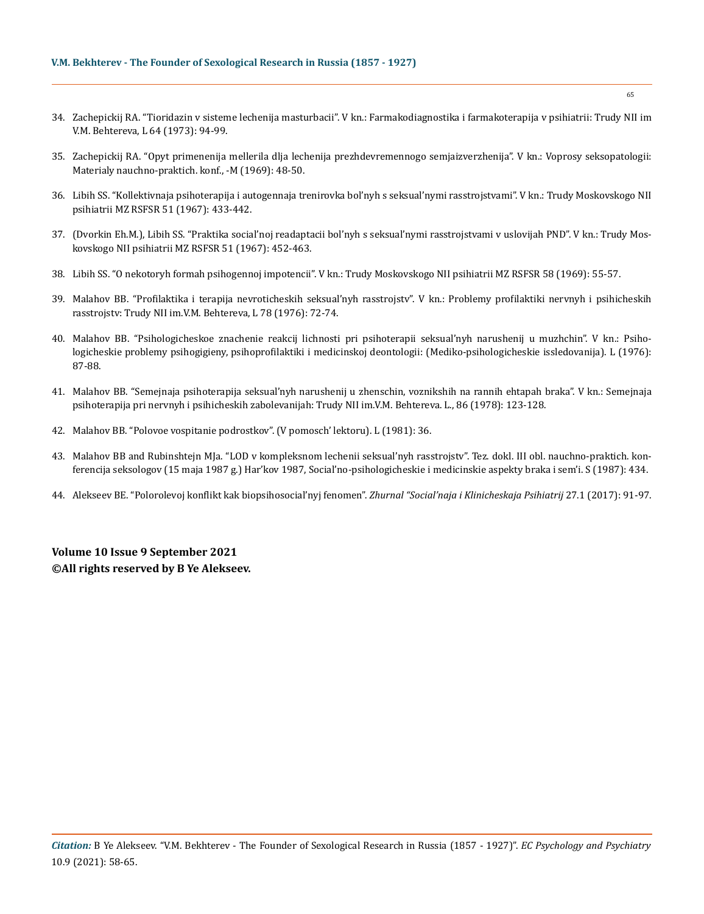34. Zachepickij RA. "Tioridazin v sisteme lechenija masturbacii". V kn.: Farmakodiagnostika i farmakoterapija v psihiatrii: Trudy NII im V.M. Behtereva, L 64 (1973): 94-99.

35. Zachepickij RA. "Opyt primenenija mellerila dlja lechenija prezhdevremennogo semjaizverzhenija". V kn.: Voprosy seksopatologii: Materialy nauchno-praktich. konf., -M (1969): 48-50.

36. Libih SS. "Kollektivnaja psihoterapija i autogennaja trenirovka bol'nyh s seksual'nymi rasstrojstvami". V kn.: Trudy Moskovskogo NII psihiatrii MZ RSFSR 51 (1967): 433-442.

37. (Dvorkin Eh.M.), Libih SS. "Praktika social'noj readaptacii bol'nyh s seksual'nymi rasstrojstvami v uslovijah PND". V kn.: Trudy Moskovskogo NII psihiatrii MZ RSFSR 51 (1967): 452-463.

38. Libih SS. "O nekotoryh formah psihogennoj impotencii". V kn.: Trudy Moskovskogo NII psihiatrii MZ RSFSR 58 (1969): 55-57.

39. Malahov BB. "Profilaktika i terapija nevroticheskih seksual'nyh rasstrojstv". V kn.: Problemy profilaktiki nervnyh i psihicheskih rasstrojstv: Trudy NII im.V.M. Behtereva, L 78 (1976): 72-74.

40. Malahov BB. "Psihologicheskoe znachenie reakcij lichnosti pri psihoterapii seksual'nyh narushenij u muzhchin". V kn.: Psihologicheskie problemy psihogigieny, psihoprofilaktiki i medicinskoj deontologii: (Mediko-psihologicheskie issledovanija). L (1976): 87-88.

41. Malahov BB. "Semejnaja psihoterapija seksual'nyh narushenij u zhenschin, voznikshih na rannih ehtapah braka". V kn.: Semejnaja psihoterapija pri nervnyh i psihicheskih zabolevanijah: Trudy NII im.V.M. Behtereva. L., 86 (1978): 123-128.

42. Malahov BB. "Polovoe vospitanie podrostkov". (V pomosch' lektoru). L (1981): 36.

43. Malahov BB and Rubinshtejn MJa. "LOD v kompleksnom lechenii seksual'nyh rasstrojstv". Tez. dokl. III obl. nauchno-praktich. konferencija seksologov (15 maja 1987 g.) Har'kov 1987, Social'no-psihologicheskie i medicinskie aspekty braka i sem'i. S (1987): 434.

44. Alekseev BE. "Polorolevoj konflikt kak biopsihosocial'nyj fenomen". *Zhurnal "Social'naja i Klinicheskaja Psihiatrij* 27.1 (2017): 91-97.

**Volume 10 Issue 9 September 2021**
**©All rights reserved by B Ye Alekseev.**